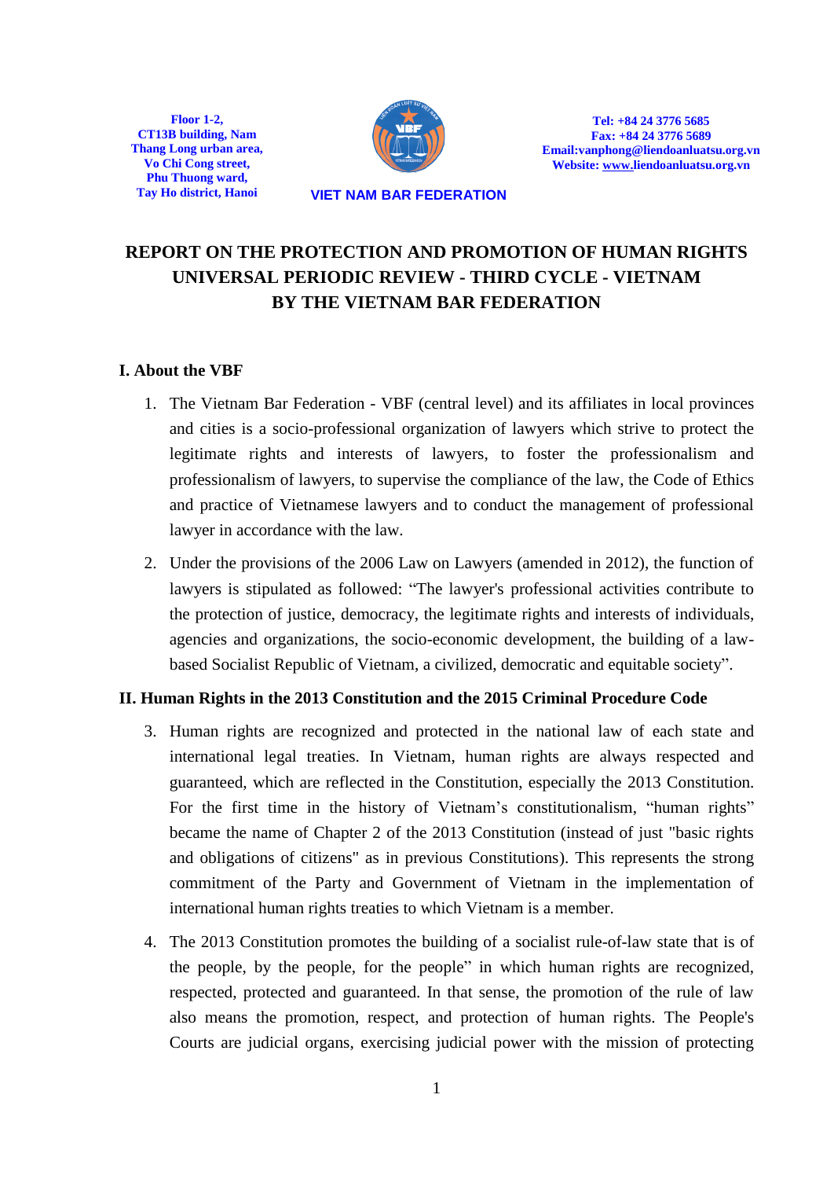Floor 1-2,
CT13B building, Nam Thang Long urban area, Vo Chi Cong street, Phu Thuong ward, Tay Ho district, Hanoi

**VIET NAM BAR FEDERATION**

Tel: +84 24 3776 5685
Fax: +84 24 3776 5689
Email:vanphong@liendoanluatsu.org.vn
Website: www.liendoanluatsu.org.vn

# REPORT ON THE PROTECTION AND PROMOTION OF HUMAN RIGHTS UNIVERSAL PERIODIC REVIEW - THIRD CYCLE - VIETNAM BY THE VIETNAM BAR FEDERATION

## I. About the VBF

1. The Vietnam Bar Federation - VBF (central level) and its affiliates in local provinces and cities is a socio-professional organization of lawyers which strive to protect the legitimate rights and interests of lawyers, to foster the professionalism and professionalism of lawyers, to supervise the compliance of the law, the Code of Ethics and practice of Vietnamese lawyers and to conduct the management of professional lawyer in accordance with the law.

2. Under the provisions of the 2006 Law on Lawyers (amended in 2012), the function of lawyers is stipulated as followed: "The lawyer's professional activities contribute to the protection of justice, democracy, the legitimate rights and interests of individuals, agencies and organizations, the socio-economic development, the building of a law-based Socialist Republic of Vietnam, a civilized, democratic and equitable society".

## II. Human Rights in the 2013 Constitution and the 2015 Criminal Procedure Code

3. Human rights are recognized and protected in the national law of each state and international legal treaties. In Vietnam, human rights are always respected and guaranteed, which are reflected in the Constitution, especially the 2013 Constitution. For the first time in the history of Vietnam's constitutionalism, "human rights" became the name of Chapter 2 of the 2013 Constitution (instead of just "basic rights and obligations of citizens" as in previous Constitutions). This represents the strong commitment of the Party and Government of Vietnam in the implementation of international human rights treaties to which Vietnam is a member.

4. The 2013 Constitution promotes the building of a socialist rule-of-law state that is of the people, by the people, for the people" in which human rights are recognized, respected, protected and guaranteed. In that sense, the promotion of the rule of law also means the promotion, respect, and protection of human rights. The People's Courts are judicial organs, exercising judicial power with the mission of protecting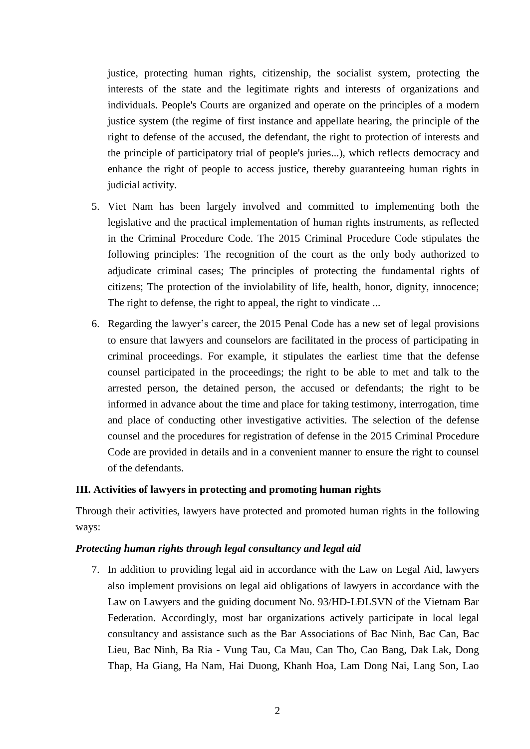justice, protecting human rights, citizenship, the socialist system, protecting the interests of the state and the legitimate rights and interests of organizations and individuals. People's Courts are organized and operate on the principles of a modern justice system (the regime of first instance and appellate hearing, the principle of the right to defense of the accused, the defendant, the right to protection of interests and the principle of participatory trial of people's juries...), which reflects democracy and enhance the right of people to access justice, thereby guaranteeing human rights in judicial activity.

5. Viet Nam has been largely involved and committed to implementing both the legislative and the practical implementation of human rights instruments, as reflected in the Criminal Procedure Code. The 2015 Criminal Procedure Code stipulates the following principles: The recognition of the court as the only body authorized to adjudicate criminal cases; The principles of protecting the fundamental rights of citizens; The protection of the inviolability of life, health, honor, dignity, innocence; The right to defense, the right to appeal, the right to vindicate ...

6. Regarding the lawyer's career, the 2015 Penal Code has a new set of legal provisions to ensure that lawyers and counselors are facilitated in the process of participating in criminal proceedings. For example, it stipulates the earliest time that the defense counsel participated in the proceedings; the right to be able to met and talk to the arrested person, the detained person, the accused or defendants; the right to be informed in advance about the time and place for taking testimony, interrogation, time and place of conducting other investigative activities. The selection of the defense counsel and the procedures for registration of defense in the 2015 Criminal Procedure Code are provided in details and in a convenient manner to ensure the right to counsel of the defendants.

## III. Activities of lawyers in protecting and promoting human rights

Through their activities, lawyers have protected and promoted human rights in the following ways:

### *Protecting human rights through legal consultancy and legal aid*

7. In addition to providing legal aid in accordance with the Law on Legal Aid, lawyers also implement provisions on legal aid obligations of lawyers in accordance with the Law on Lawyers and the guiding document No. 93/HD-LĐLSVN of the Vietnam Bar Federation. Accordingly, most bar organizations actively participate in local legal consultancy and assistance such as the Bar Associations of Bac Ninh, Bac Can, Bac Lieu, Bac Ninh, Ba Ria - Vung Tau, Ca Mau, Can Tho, Cao Bang, Dak Lak, Dong Thap, Ha Giang, Ha Nam, Hai Duong, Khanh Hoa, Lam Dong Nai, Lang Son, Lao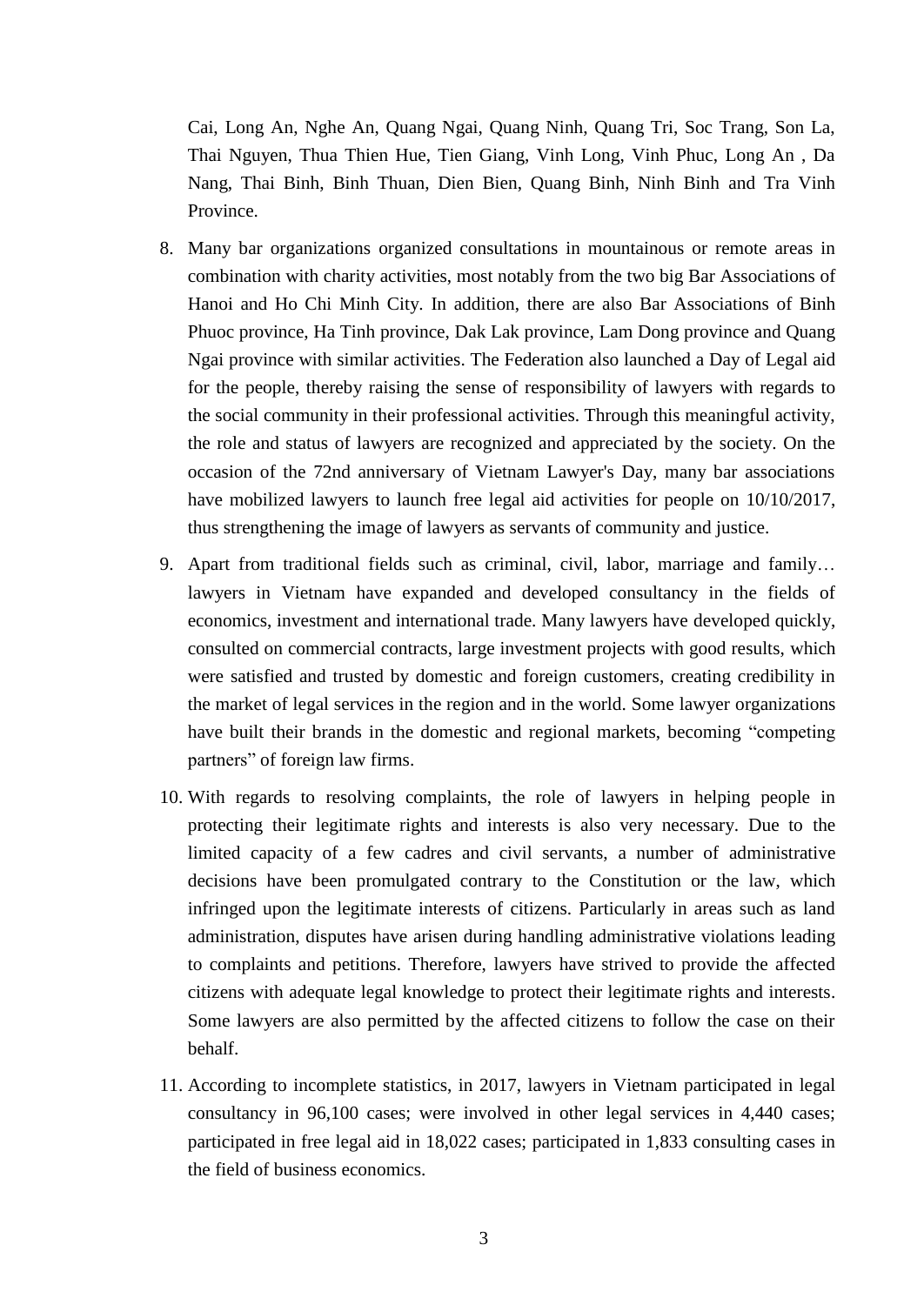Cai, Long An, Nghe An, Quang Ngai, Quang Ninh, Quang Tri, Soc Trang, Son La, Thai Nguyen, Thua Thien Hue, Tien Giang, Vinh Long, Vinh Phuc, Long An , Da Nang, Thai Binh, Binh Thuan, Dien Bien, Quang Binh, Ninh Binh and Tra Vinh Province.

8. Many bar organizations organized consultations in mountainous or remote areas in combination with charity activities, most notably from the two big Bar Associations of Hanoi and Ho Chi Minh City. In addition, there are also Bar Associations of Binh Phuoc province, Ha Tinh province, Dak Lak province, Lam Dong province and Quang Ngai province with similar activities. The Federation also launched a Day of Legal aid for the people, thereby raising the sense of responsibility of lawyers with regards to the social community in their professional activities. Through this meaningful activity, the role and status of lawyers are recognized and appreciated by the society. On the occasion of the 72nd anniversary of Vietnam Lawyer's Day, many bar associations have mobilized lawyers to launch free legal aid activities for people on 10/10/2017, thus strengthening the image of lawyers as servants of community and justice.

9. Apart from traditional fields such as criminal, civil, labor, marriage and family… lawyers in Vietnam have expanded and developed consultancy in the fields of economics, investment and international trade. Many lawyers have developed quickly, consulted on commercial contracts, large investment projects with good results, which were satisfied and trusted by domestic and foreign customers, creating credibility in the market of legal services in the region and in the world. Some lawyer organizations have built their brands in the domestic and regional markets, becoming "competing partners" of foreign law firms.

10. With regards to resolving complaints, the role of lawyers in helping people in protecting their legitimate rights and interests is also very necessary. Due to the limited capacity of a few cadres and civil servants, a number of administrative decisions have been promulgated contrary to the Constitution or the law, which infringed upon the legitimate interests of citizens. Particularly in areas such as land administration, disputes have arisen during handling administrative violations leading to complaints and petitions. Therefore, lawyers have strived to provide the affected citizens with adequate legal knowledge to protect their legitimate rights and interests. Some lawyers are also permitted by the affected citizens to follow the case on their behalf.

11. According to incomplete statistics, in 2017, lawyers in Vietnam participated in legal consultancy in 96,100 cases; were involved in other legal services in 4,440 cases; participated in free legal aid in 18,022 cases; participated in 1,833 consulting cases in the field of business economics.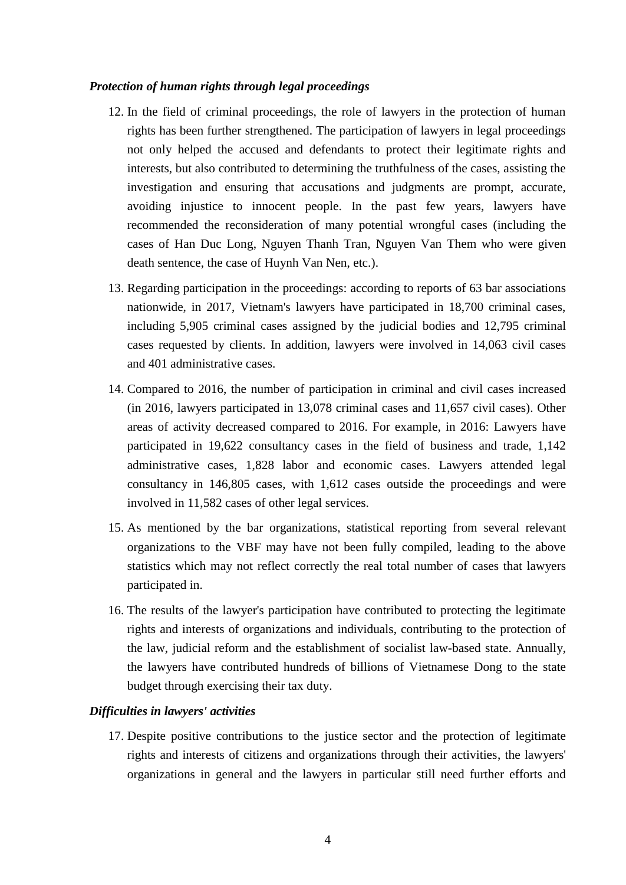***Protection of human rights through legal proceedings***

12. In the field of criminal proceedings, the role of lawyers in the protection of human rights has been further strengthened. The participation of lawyers in legal proceedings not only helped the accused and defendants to protect their legitimate rights and interests, but also contributed to determining the truthfulness of the cases, assisting the investigation and ensuring that accusations and judgments are prompt, accurate, avoiding injustice to innocent people. In the past few years, lawyers have recommended the reconsideration of many potential wrongful cases (including the cases of Han Duc Long, Nguyen Thanh Tran, Nguyen Van Them who were given death sentence, the case of Huynh Van Nen, etc.).

13. Regarding participation in the proceedings: according to reports of 63 bar associations nationwide, in 2017, Vietnam's lawyers have participated in 18,700 criminal cases, including 5,905 criminal cases assigned by the judicial bodies and 12,795 criminal cases requested by clients. In addition, lawyers were involved in 14,063 civil cases and 401 administrative cases.

14. Compared to 2016, the number of participation in criminal and civil cases increased (in 2016, lawyers participated in 13,078 criminal cases and 11,657 civil cases). Other areas of activity decreased compared to 2016. For example, in 2016: Lawyers have participated in 19,622 consultancy cases in the field of business and trade, 1,142 administrative cases, 1,828 labor and economic cases. Lawyers attended legal consultancy in 146,805 cases, with 1,612 cases outside the proceedings and were involved in 11,582 cases of other legal services.

15. As mentioned by the bar organizations, statistical reporting from several relevant organizations to the VBF may have not been fully compiled, leading to the above statistics which may not reflect correctly the real total number of cases that lawyers participated in.

16. The results of the lawyer's participation have contributed to protecting the legitimate rights and interests of organizations and individuals, contributing to the protection of the law, judicial reform and the establishment of socialist law-based state. Annually, the lawyers have contributed hundreds of billions of Vietnamese Dong to the state budget through exercising their tax duty.

***Difficulties in lawyers' activities***

17. Despite positive contributions to the justice sector and the protection of legitimate rights and interests of citizens and organizations through their activities, the lawyers' organizations in general and the lawyers in particular still need further efforts and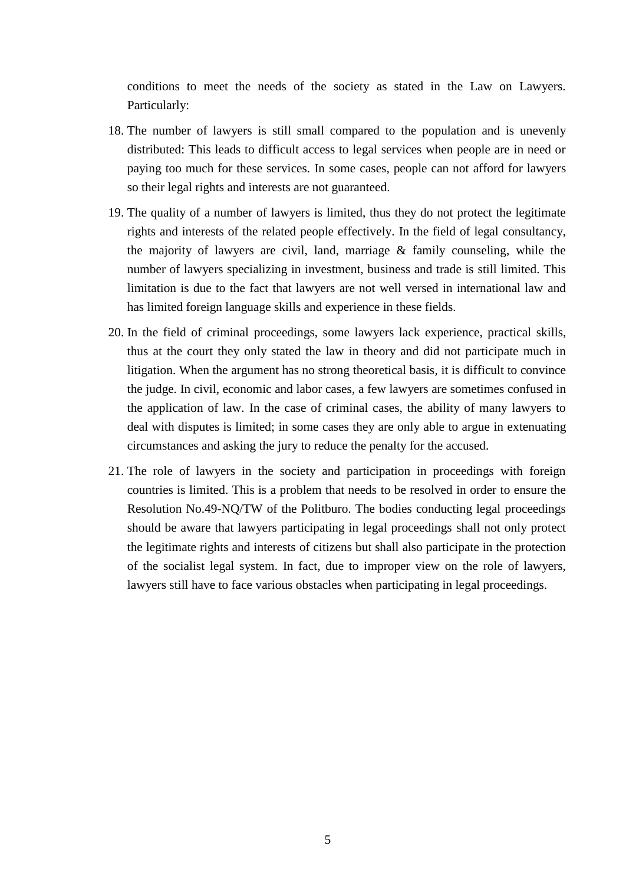conditions to meet the needs of the society as stated in the Law on Lawyers. Particularly:

18. The number of lawyers is still small compared to the population and is unevenly distributed: This leads to difficult access to legal services when people are in need or paying too much for these services. In some cases, people can not afford for lawyers so their legal rights and interests are not guaranteed.

19. The quality of a number of lawyers is limited, thus they do not protect the legitimate rights and interests of the related people effectively. In the field of legal consultancy, the majority of lawyers are civil, land, marriage & family counseling, while the number of lawyers specializing in investment, business and trade is still limited. This limitation is due to the fact that lawyers are not well versed in international law and has limited foreign language skills and experience in these fields.

20. In the field of criminal proceedings, some lawyers lack experience, practical skills, thus at the court they only stated the law in theory and did not participate much in litigation. When the argument has no strong theoretical basis, it is difficult to convince the judge. In civil, economic and labor cases, a few lawyers are sometimes confused in the application of law. In the case of criminal cases, the ability of many lawyers to deal with disputes is limited; in some cases they are only able to argue in extenuating circumstances and asking the jury to reduce the penalty for the accused.

21. The role of lawyers in the society and participation in proceedings with foreign countries is limited. This is a problem that needs to be resolved in order to ensure the Resolution No.49-NQ/TW of the Politburo. The bodies conducting legal proceedings should be aware that lawyers participating in legal proceedings shall not only protect the legitimate rights and interests of citizens but shall also participate in the protection of the socialist legal system. In fact, due to improper view on the role of lawyers, lawyers still have to face various obstacles when participating in legal proceedings.